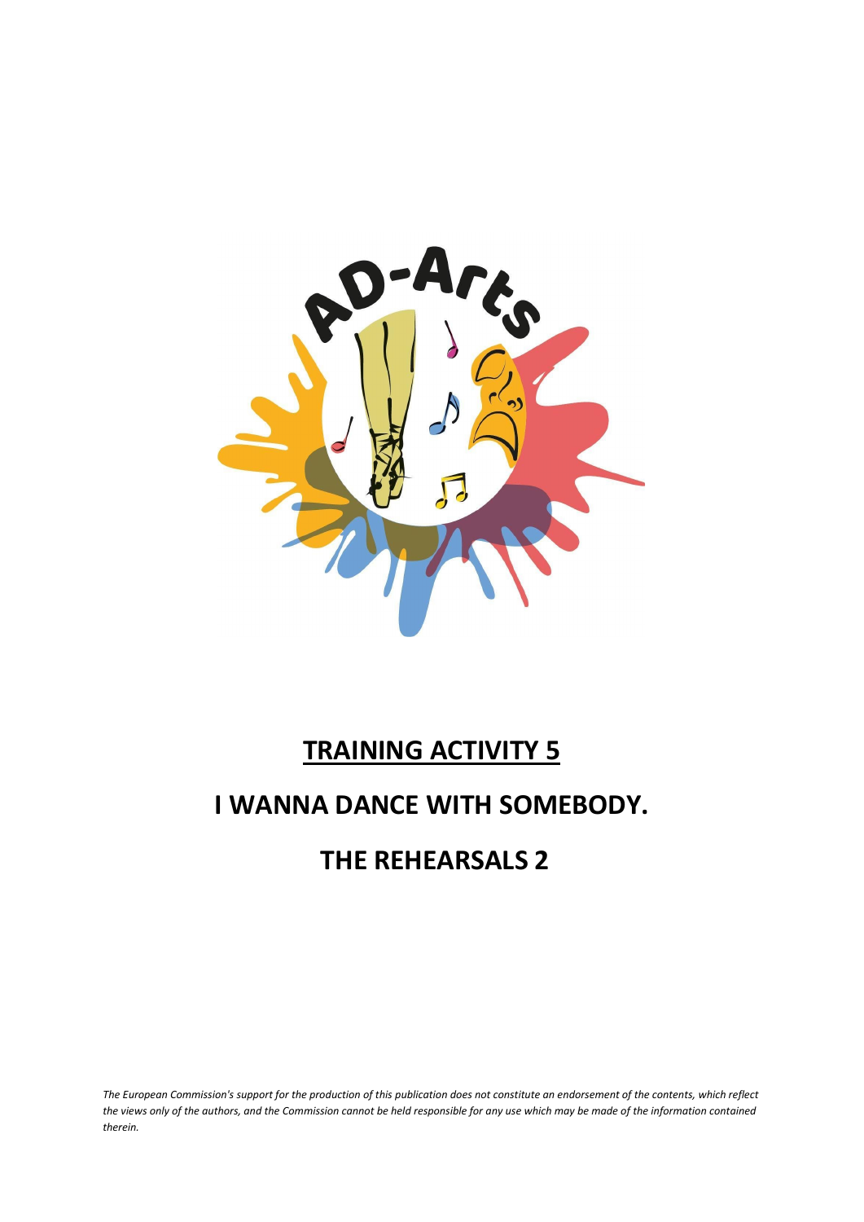# TRAINING ACTIVITY 5

# I WANNA DANCE WITH SOMEBODY.

# THE REHEARSALS 2

*The European Commission's support for the production of this publication does not constitute an endorsement of the contents, which reflect the views only of the authors, and the Commission cannot be held responsible for any use which may be made of the information contained therein.*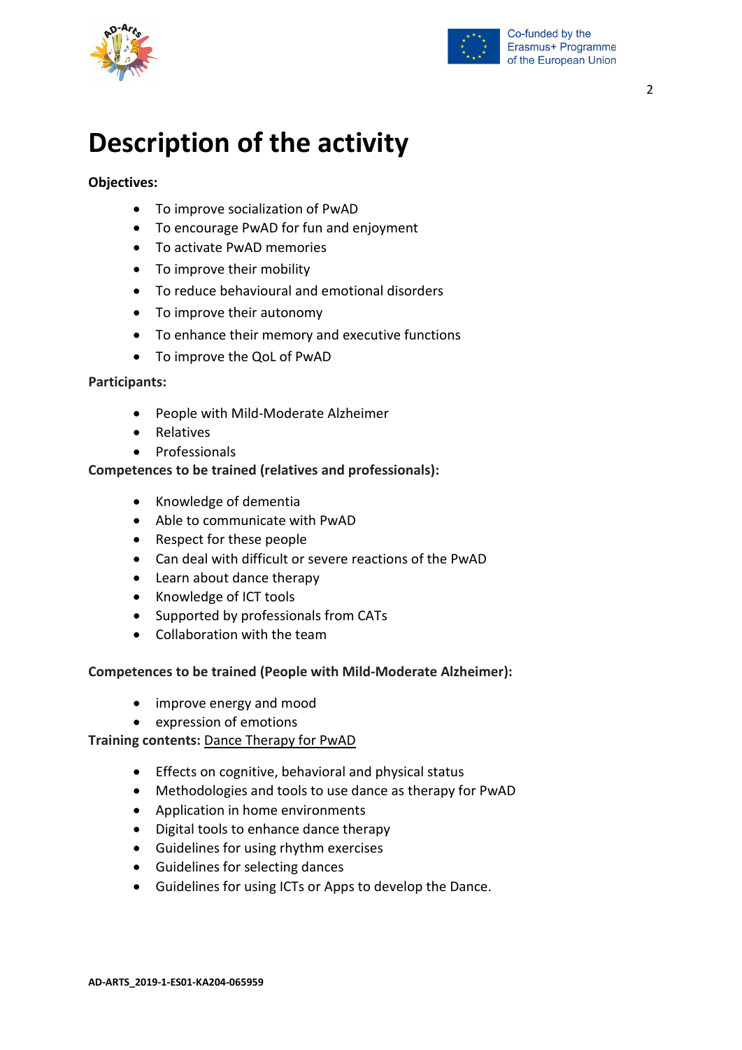# Description of the activity

**Objectives:**

- To improve socialization of PwAD
- To encourage PwAD for fun and enjoyment
- To activate PwAD memories
- To improve their mobility
- To reduce behavioural and emotional disorders
- To improve their autonomy
- To enhance their memory and executive functions
- To improve the QoL of PwAD

**Participants:**

- People with Mild-Moderate Alzheimer
- Relatives
- Professionals

**Competences to be trained (relatives and professionals):**

- Knowledge of dementia
- Able to communicate with PwAD
- Respect for these people
- Can deal with difficult or severe reactions of the PwAD
- Learn about dance therapy
- Knowledge of ICT tools
- Supported by professionals from CATs
- Collaboration with the team

**Competences to be trained (People with Mild-Moderate Alzheimer):**

- improve energy and mood
- expression of emotions

**Training contents:** Dance Therapy for PwAD

- Effects on cognitive, behavioral and physical status
- Methodologies and tools to use dance as therapy for PwAD
- Application in home environments
- Digital tools to enhance dance therapy
- Guidelines for using rhythm exercises
- Guidelines for selecting dances
- Guidelines for using ICTs or Apps to develop the Dance.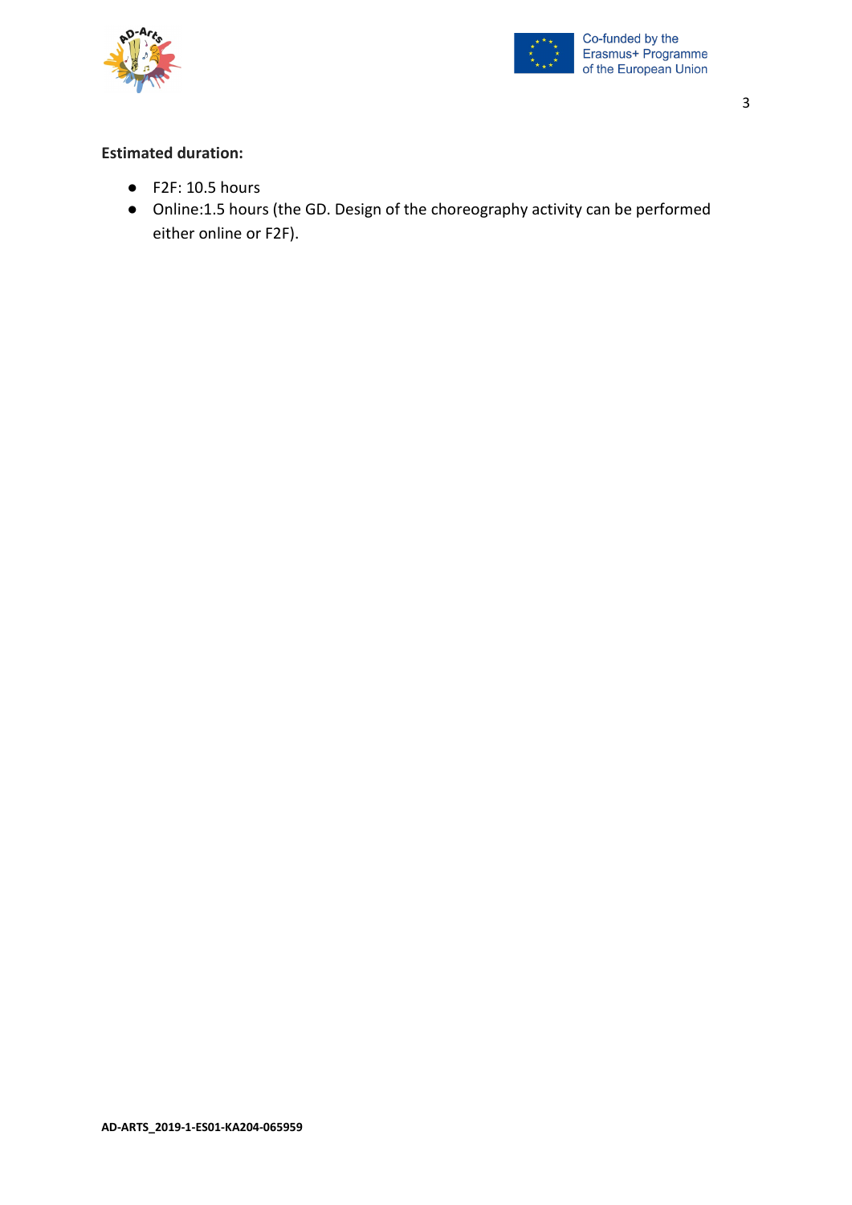**Estimated duration:**

- F2F: 10.5 hours
- Online:1.5 hours (the GD. Design of the choreography activity can be performed either online or F2F).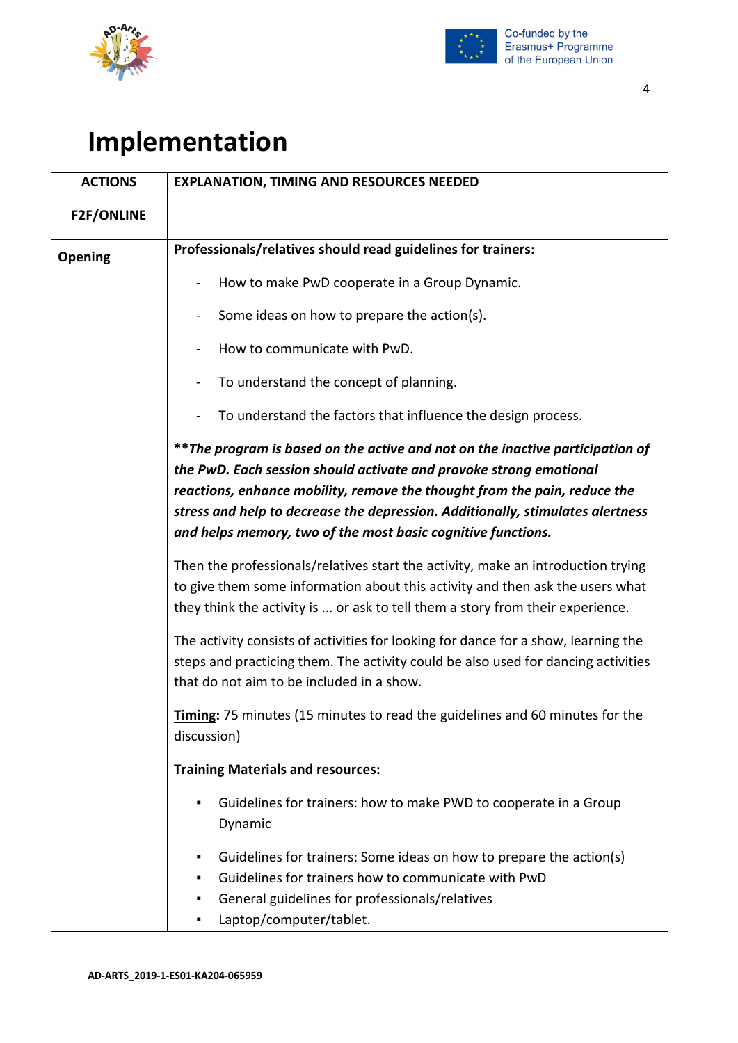# Implementation

| ACTIONS<br><br>F2F/ONLINE | EXPLANATION, TIMING AND RESOURCES NEEDED |
|---|---|
| **Opening** | **Professionals/relatives should read guidelines for trainers:**<br><br>- How to make PwD cooperate in a Group Dynamic.<br>- Some ideas on how to prepare the action(s).<br>- How to communicate with PwD.<br>- To understand the concept of planning.<br>- To understand the factors that influence the design process.<br><br>***\*\*The program is based on the active and not on the inactive participation of the PwD. Each session should activate and provoke strong emotional reactions, enhance mobility, remove the thought from the pain, reduce the stress and help to decrease the depression. Additionally, stimulates alertness and helps memory, two of the most basic cognitive functions.***<br><br>Then the professionals/relatives start the activity, make an introduction trying to give them some information about this activity and then ask the users what they think the activity is ... or ask to tell them a story from their experience.<br><br>The activity consists of activities for looking for dance for a show, learning the steps and practicing them. The activity could be also used for dancing activities that do not aim to be included in a show.<br><br>**Timing:** 75 minutes (15 minutes to read the guidelines and 60 minutes for the discussion)<br><br>**Training Materials and resources:**<br><br>▪ Guidelines for trainers: how to make PWD to cooperate in a Group Dynamic<br>▪ Guidelines for trainers: Some ideas on how to prepare the action(s)<br>▪ Guidelines for trainers how to communicate with PwD<br>▪ General guidelines for professionals/relatives<br>▪ Laptop/computer/tablet. |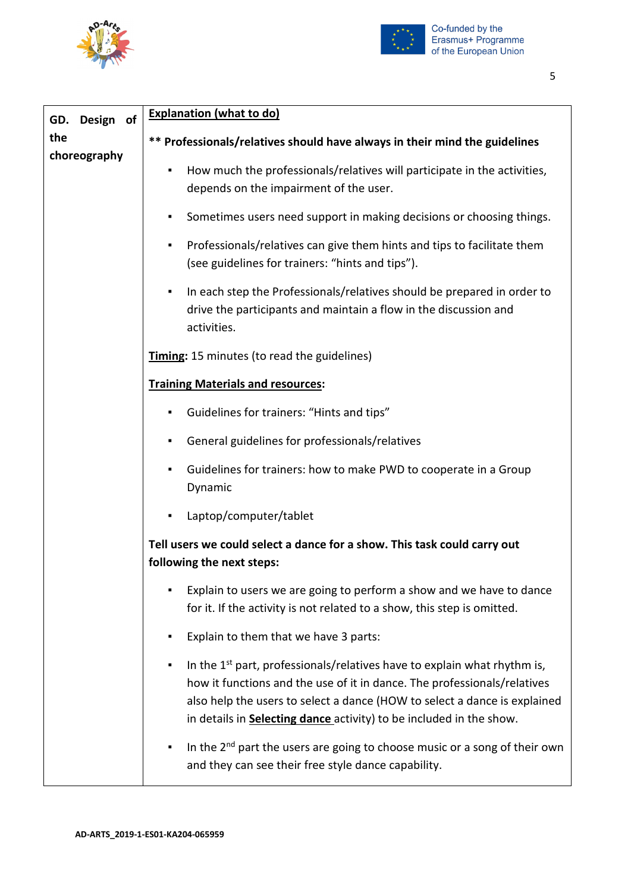| GD. Design of the choreography | **Explanation (what to do)**<br><br>**\*\* Professionals/relatives should have always in their mind the guidelines**<br><br>▪ How much the professionals/relatives will participate in the activities, depends on the impairment of the user.<br><br>▪ Sometimes users need support in making decisions or choosing things.<br><br>▪ Professionals/relatives can give them hints and tips to facilitate them (see guidelines for trainers: "hints and tips").<br><br>▪ In each step the Professionals/relatives should be prepared in order to drive the participants and maintain a flow in the discussion and activities.<br><br>**Timing:** 15 minutes (to read the guidelines)<br><br>**Training Materials and resources:**<br><br>▪ Guidelines for trainers: "Hints and tips"<br><br>▪ General guidelines for professionals/relatives<br><br>▪ Guidelines for trainers: how to make PWD to cooperate in a Group Dynamic<br><br>▪ Laptop/computer/tablet<br><br>**Tell users we could select a dance for a show. This task could carry out following the next steps:**<br><br>▪ Explain to users we are going to perform a show and we have to dance for it. If the activity is not related to a show, this step is omitted.<br><br>▪ Explain to them that we have 3 parts:<br><br>▪ In the 1st part, professionals/relatives have to explain what rhythm is, how it functions and the use of it in dance. The professionals/relatives also help the users to select a dance (HOW to select a dance is explained in details in **Selecting dance** activity) to be included in the show.<br><br>▪ In the 2nd part the users are going to choose music or a song of their own and they can see their free style dance capability. |
|---|---|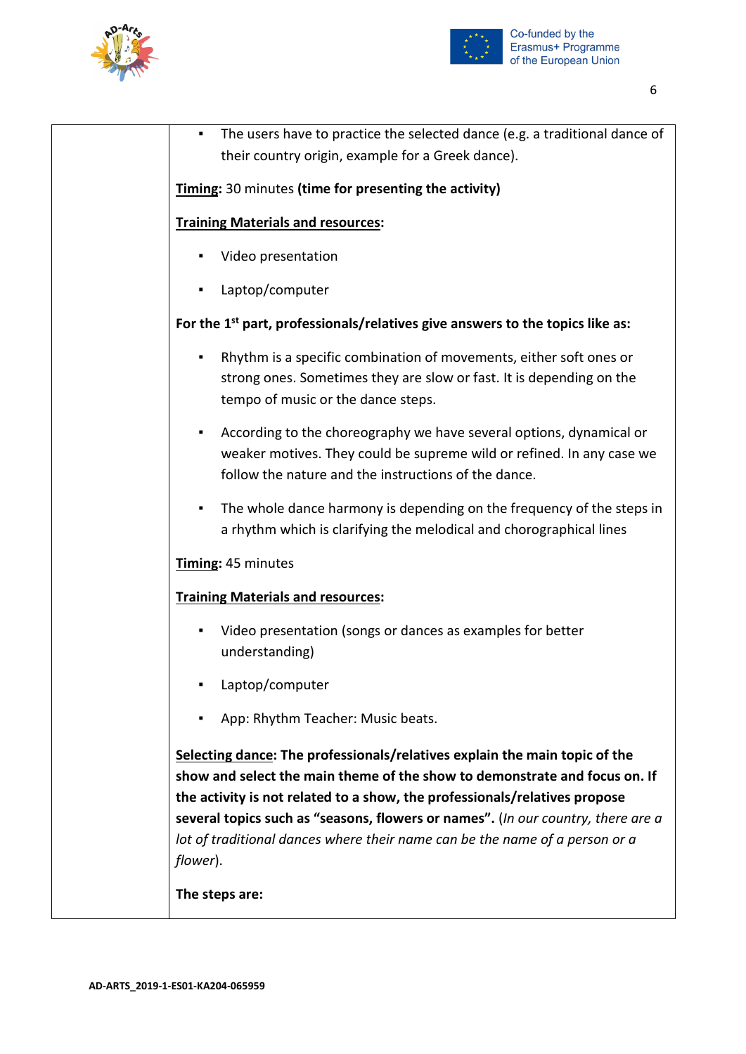| | ▪ The users have to practice the selected dance (e.g. a traditional dance of their country origin, example for a Greek dance).<br><br>**Timing:** 30 minutes **(time for presenting the activity)**<br><br>**Training Materials and resources:**<br><br>▪ Video presentation<br><br>▪ Laptop/computer<br><br>**For the 1st part, professionals/relatives give answers to the topics like as:**<br><br>▪ Rhythm is a specific combination of movements, either soft ones or strong ones. Sometimes they are slow or fast. It is depending on the tempo of music or the dance steps.<br><br>▪ According to the choreography we have several options, dynamical or weaker motives. They could be supreme wild or refined. In any case we follow the nature and the instructions of the dance.<br><br>▪ The whole dance harmony is depending on the frequency of the steps in a rhythm which is clarifying the melodical and chorographical lines<br><br>**Timing:** 45 minutes<br><br>**Training Materials and resources:**<br><br>▪ Video presentation (songs or dances as examples for better understanding)<br><br>▪ Laptop/computer<br><br>▪ App: Rhythm Teacher: Music beats.<br><br>**Selecting dance: The professionals/relatives explain the main topic of the show and select the main theme of the show to demonstrate and focus on. If the activity is not related to a show, the professionals/relatives propose several topics such as "seasons, flowers or names".** (*In our country, there are a lot of traditional dances where their name can be the name of a person or a flower*).<br><br>**The steps are:** |
|---|---|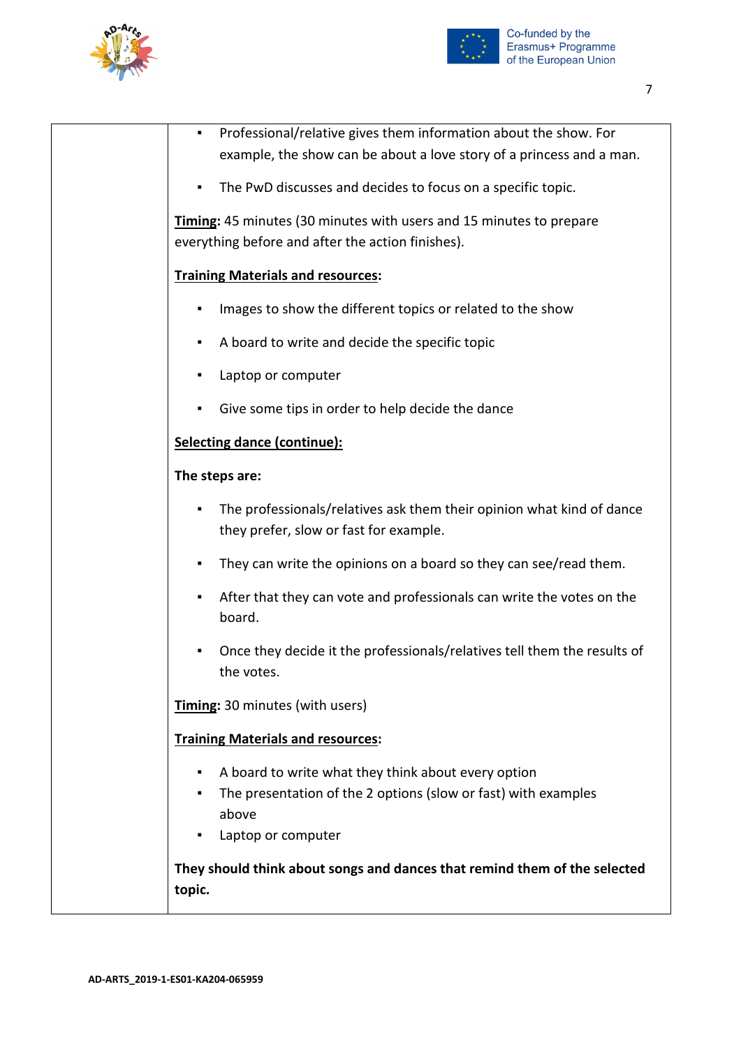| | |
|---|---|
| | ▪ Professional/relative gives them information about the show. For example, the show can be about a love story of a princess and a man.<br><br>▪ The PwD discusses and decides to focus on a specific topic.<br><br>**Timing:** 45 minutes (30 minutes with users and 15 minutes to prepare everything before and after the action finishes).<br><br>**Training Materials and resources:**<br><br>▪ Images to show the different topics or related to the show<br><br>▪ A board to write and decide the specific topic<br><br>▪ Laptop or computer<br><br>▪ Give some tips in order to help decide the dance<br><br>**Selecting dance (continue):**<br><br>**The steps are:**<br><br>▪ The professionals/relatives ask them their opinion what kind of dance they prefer, slow or fast for example.<br><br>▪ They can write the opinions on a board so they can see/read them.<br><br>▪ After that they can vote and professionals can write the votes on the board.<br><br>▪ Once they decide it the professionals/relatives tell them the results of the votes.<br><br>**Timing:** 30 minutes (with users)<br><br>**Training Materials and resources:**<br><br>▪ A board to write what they think about every option<br>▪ The presentation of the 2 options (slow or fast) with examples above<br>▪ Laptop or computer<br><br>**They should think about songs and dances that remind them of the selected topic.** |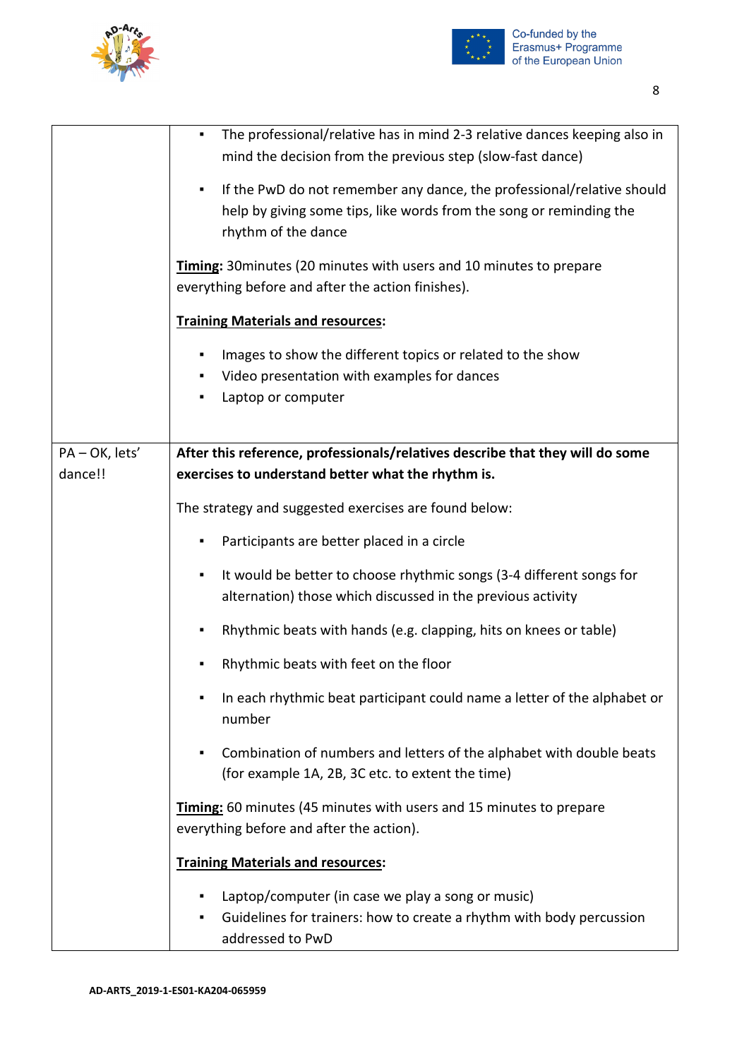| | |
|---|---|
| | ▪ The professional/relative has in mind 2-3 relative dances keeping also in mind the decision from the previous step (slow-fast dance)<br><br>▪ If the PwD do not remember any dance, the professional/relative should help by giving some tips, like words from the song or reminding the rhythm of the dance<br><br>**Timing:** 30minutes (20 minutes with users and 10 minutes to prepare everything before and after the action finishes).<br><br>**Training Materials and resources:**<br><br>▪ Images to show the different topics or related to the show<br>▪ Video presentation with examples for dances<br>▪ Laptop or computer |
| PA – OK, lets' dance!! | **After this reference, professionals/relatives describe that they will do some exercises to understand better what the rhythm is.**<br><br>The strategy and suggested exercises are found below:<br><br>▪ Participants are better placed in a circle<br><br>▪ It would be better to choose rhythmic songs (3-4 different songs for alternation) those which discussed in the previous activity<br><br>▪ Rhythmic beats with hands (e.g. clapping, hits on knees or table)<br><br>▪ Rhythmic beats with feet on the floor<br><br>▪ In each rhythmic beat participant could name a letter of the alphabet or number<br><br>▪ Combination of numbers and letters of the alphabet with double beats (for example 1A, 2B, 3C etc. to extent the time)<br><br>**Timing:** 60 minutes (45 minutes with users and 15 minutes to prepare everything before and after the action).<br><br>**Training Materials and resources:**<br><br>▪ Laptop/computer (in case we play a song or music)<br>▪ Guidelines for trainers: how to create a rhythm with body percussion addressed to PwD |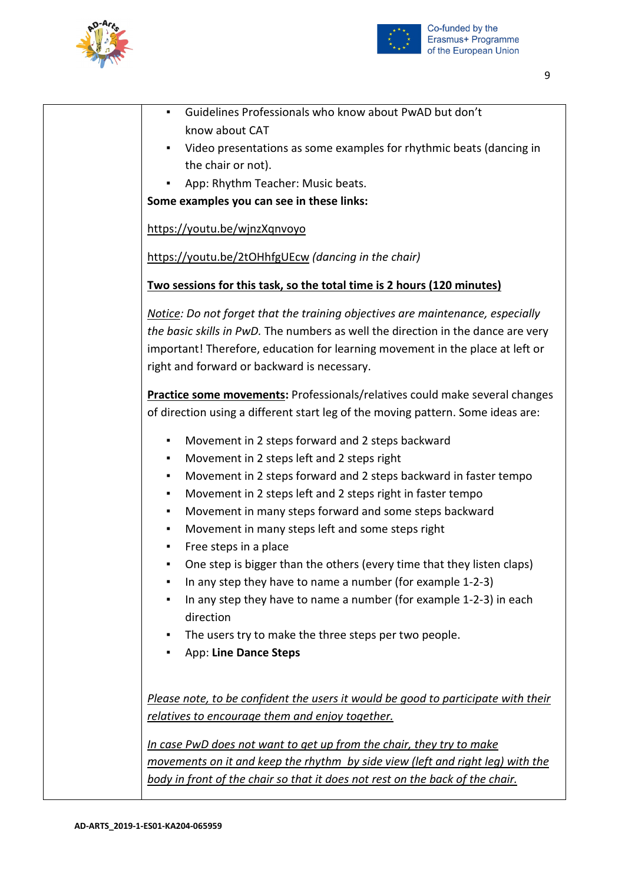| | |
|---|---|
| | ▪ Guidelines Professionals who know about PwAD but don't know about CAT<br>▪ Video presentations as some examples for rhythmic beats (dancing in the chair or not).<br>▪ App: Rhythm Teacher: Music beats.<br>**Some examples you can see in these links:**<br><br>https://youtu.be/wjnzXqnvoyo<br><br>https://youtu.be/2tOHhfgUEcw *(dancing in the chair)*<br><br>**Two sessions for this task, so the total time is 2 hours (120 minutes)**<br><br>*Notice: Do not forget that the training objectives are maintenance, especially the basic skills in PwD.* The numbers as well the direction in the dance are very important! Therefore, education for learning movement in the place at left or right and forward or backward is necessary.<br><br>**Practice some movements:** Professionals/relatives could make several changes of direction using a different start leg of the moving pattern. Some ideas are:<br><br>▪ Movement in 2 steps forward and 2 steps backward<br>▪ Movement in 2 steps left and 2 steps right<br>▪ Movement in 2 steps forward and 2 steps backward in faster tempo<br>▪ Movement in 2 steps left and 2 steps right in faster tempo<br>▪ Movement in many steps forward and some steps backward<br>▪ Movement in many steps left and some steps right<br>▪ Free steps in a place<br>▪ One step is bigger than the others (every time that they listen claps)<br>▪ In any step they have to name a number (for example 1-2-3)<br>▪ In any step they have to name a number (for example 1-2-3) in each direction<br>▪ The users try to make the three steps per two people.<br>▪ App: **Line Dance Steps**<br><br>*Please note, to be confident the users it would be good to participate with their relatives to encourage them and enjoy together.*<br><br>*In case PwD does not want to get up from the chair, they try to make movements on it and keep the rhythm by side view (left and right leg) with the body in front of the chair so that it does not rest on the back of the chair.* |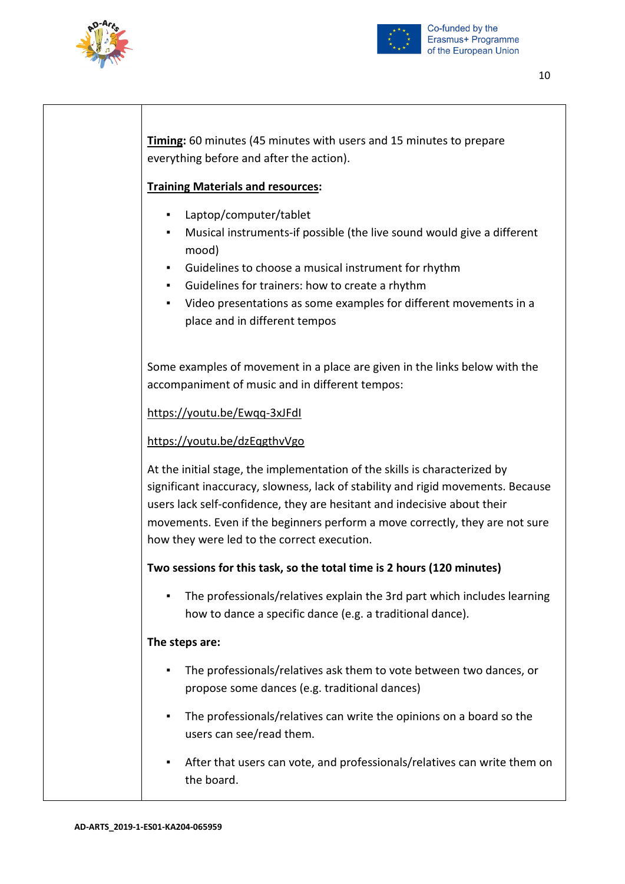**Timing:** 60 minutes (45 minutes with users and 15 minutes to prepare everything before and after the action).

**Training Materials and resources:**

- Laptop/computer/tablet
- Musical instruments-if possible (the live sound would give a different mood)
- Guidelines to choose a musical instrument for rhythm
- Guidelines for trainers: how to create a rhythm
- Video presentations as some examples for different movements in a place and in different tempos

Some examples of movement in a place are given in the links below with the accompaniment of music and in different tempos:

https://youtu.be/Ewqq-3xJFdI

https://youtu.be/dzEqgthvVgo

At the initial stage, the implementation of the skills is characterized by significant inaccuracy, slowness, lack of stability and rigid movements. Because users lack self-confidence, they are hesitant and indecisive about their movements. Even if the beginners perform a move correctly, they are not sure how they were led to the correct execution.

**Two sessions for this task, so the total time is 2 hours (120 minutes)**

- The professionals/relatives explain the 3rd part which includes learning how to dance a specific dance (e.g. a traditional dance).

**The steps are:**

- The professionals/relatives ask them to vote between two dances, or propose some dances (e.g. traditional dances)
- The professionals/relatives can write the opinions on a board so the users can see/read them.
- After that users can vote, and professionals/relatives can write them on the board.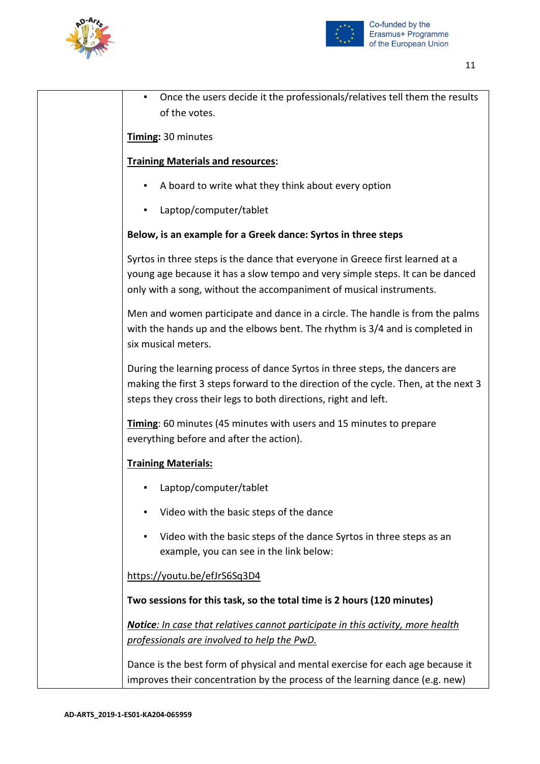| | <ul><li>Once the users decide it the professionals/relatives tell them the results of the votes.</li></ul> <br> **<u>Timing</u>:** 30 minutes <br> **<u>Training Materials and resources</u>:** <ul><li>A board to write what they think about every option</li><li>Laptop/computer/tablet</li></ul> **Below, is an example for a Greek dance: Syrtos in three steps** <br> Syrtos in three steps is the dance that everyone in Greece first learned at a young age because it has a slow tempo and very simple steps. It can be danced only with a song, without the accompaniment of musical instruments. <br> Men and women participate and dance in a circle. The handle is from the palms with the hands up and the elbows bent. The rhythm is 3/4 and is completed in six musical meters. <br> During the learning process of dance Syrtos in three steps, the dancers are making the first 3 steps forward to the direction of the cycle. Then, at the next 3 steps they cross their legs to both directions, right and left. <br> **<u>Timing</u>**: 60 minutes (45 minutes with users and 15 minutes to prepare everything before and after the action). <br> **<u>Training Materials:</u>** <ul><li>Laptop/computer/tablet</li><li>Video with the basic steps of the dance</li><li>Video with the basic steps of the dance Syrtos in three steps as an example, you can see in the link below:</li></ul> https://youtu.be/efJrS6Sq3D4 <br> **Two sessions for this task, so the total time is 2 hours (120 minutes)** <br> ***<u>Notice</u>***<u>*: In case that relatives cannot participate in this activity, more health professionals are involved to help the PwD.*</u> <br> Dance is the best form of physical and mental exercise for each age because it improves their concentration by the process of the learning dance (e.g. new) |
|---|---|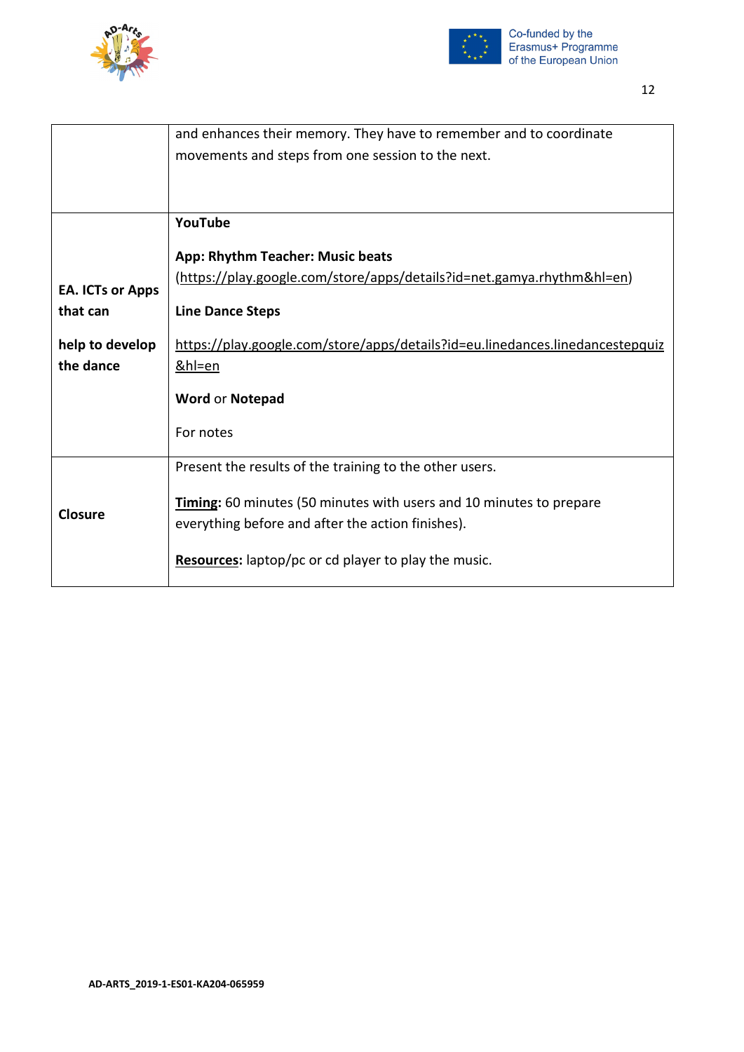| | |
|---|---|
| | and enhances their memory. They have to remember and to coordinate movements and steps from one session to the next. |
| **EA. ICTs or Apps that can help to develop the dance** | **YouTube**<br><br>**App: Rhythm Teacher: Music beats** (https://play.google.com/store/apps/details?id=net.gamya.rhythm&hl=en)<br><br>**Line Dance Steps**<br><br>https://play.google.com/store/apps/details?id=eu.linedances.linedancestepquiz&hl=en<br><br>**Word** or **Notepad**<br><br>For notes |
| **Closure** | Present the results of the training to the other users.<br><br>**Timing:** 60 minutes (50 minutes with users and 10 minutes to prepare everything before and after the action finishes).<br><br>**Resources:** laptop/pc or cd player to play the music. |

AD-ARTS_2019-1-ES01-KA204-065959